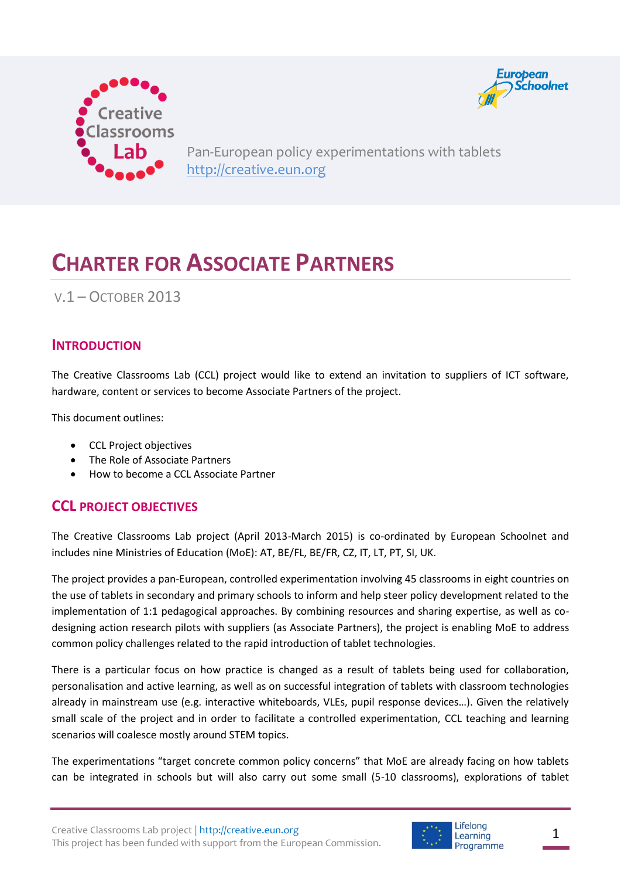Pan-European policy experimentations with tablets
http://creative.eun.org

# CHARTER FOR ASSOCIATE PARTNERS

V.1 – OCTOBER 2013

## INTRODUCTION

The Creative Classrooms Lab (CCL) project would like to extend an invitation to suppliers of ICT software, hardware, content or services to become Associate Partners of the project.

This document outlines:

- CCL Project objectives
- The Role of Associate Partners
- How to become a CCL Associate Partner

## CCL PROJECT OBJECTIVES

The Creative Classrooms Lab project (April 2013-March 2015) is co-ordinated by European Schoolnet and includes nine Ministries of Education (MoE): AT, BE/FL, BE/FR, CZ, IT, LT, PT, SI, UK.

The project provides a pan-European, controlled experimentation involving 45 classrooms in eight countries on the use of tablets in secondary and primary schools to inform and help steer policy development related to the implementation of 1:1 pedagogical approaches. By combining resources and sharing expertise, as well as co-designing action research pilots with suppliers (as Associate Partners), the project is enabling MoE to address common policy challenges related to the rapid introduction of tablet technologies.

There is a particular focus on how practice is changed as a result of tablets being used for collaboration, personalisation and active learning, as well as on successful integration of tablets with classroom technologies already in mainstream use (e.g. interactive whiteboards, VLEs, pupil response devices…). Given the relatively small scale of the project and in order to facilitate a controlled experimentation, CCL teaching and learning scenarios will coalesce mostly around STEM topics.

The experimentations "target concrete common policy concerns" that MoE are already facing on how tablets can be integrated in schools but will also carry out some small (5-10 classrooms), explorations of tablet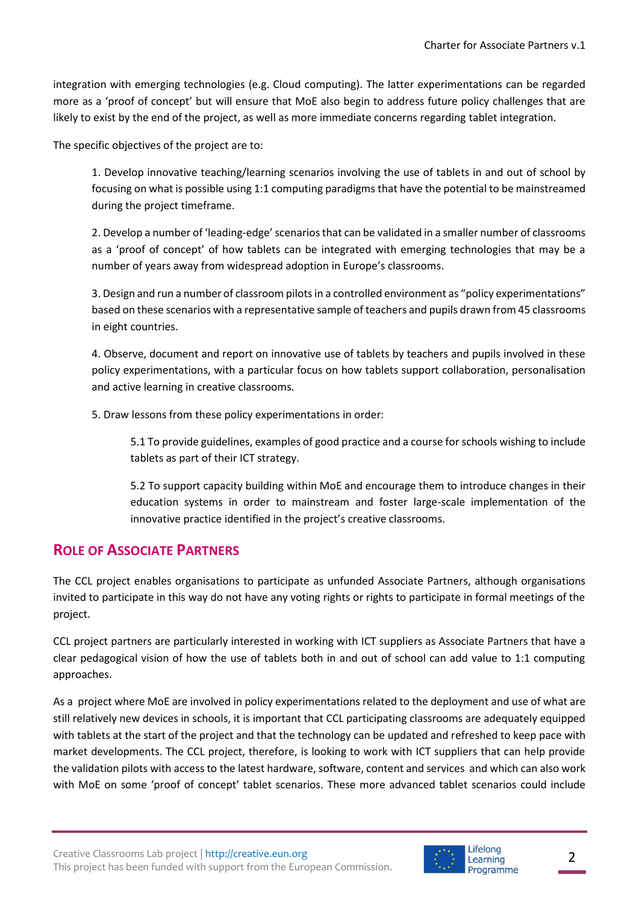integration with emerging technologies (e.g. Cloud computing). The latter experimentations can be regarded more as a 'proof of concept' but will ensure that MoE also begin to address future policy challenges that are likely to exist by the end of the project, as well as more immediate concerns regarding tablet integration.

The specific objectives of the project are to:

1. Develop innovative teaching/learning scenarios involving the use of tablets in and out of school by focusing on what is possible using 1:1 computing paradigms that have the potential to be mainstreamed during the project timeframe.

2. Develop a number of 'leading-edge' scenarios that can be validated in a smaller number of classrooms as a 'proof of concept' of how tablets can be integrated with emerging technologies that may be a number of years away from widespread adoption in Europe's classrooms.

3. Design and run a number of classroom pilots in a controlled environment as "policy experimentations" based on these scenarios with a representative sample of teachers and pupils drawn from 45 classrooms in eight countries.

4. Observe, document and report on innovative use of tablets by teachers and pupils involved in these policy experimentations, with a particular focus on how tablets support collaboration, personalisation and active learning in creative classrooms.

5. Draw lessons from these policy experimentations in order:

   5.1 To provide guidelines, examples of good practice and a course for schools wishing to include tablets as part of their ICT strategy.

   5.2 To support capacity building within MoE and encourage them to introduce changes in their education systems in order to mainstream and foster large-scale implementation of the innovative practice identified in the project's creative classrooms.

## Role of Associate Partners

The CCL project enables organisations to participate as unfunded Associate Partners, although organisations invited to participate in this way do not have any voting rights or rights to participate in formal meetings of the project.

CCL project partners are particularly interested in working with ICT suppliers as Associate Partners that have a clear pedagogical vision of how the use of tablets both in and out of school can add value to 1:1 computing approaches.

As a project where MoE are involved in policy experimentations related to the deployment and use of what are still relatively new devices in schools, it is important that CCL participating classrooms are adequately equipped with tablets at the start of the project and that the technology can be updated and refreshed to keep pace with market developments. The CCL project, therefore, is looking to work with ICT suppliers that can help provide the validation pilots with access to the latest hardware, software, content and services and which can also work with MoE on some 'proof of concept' tablet scenarios. These more advanced tablet scenarios could include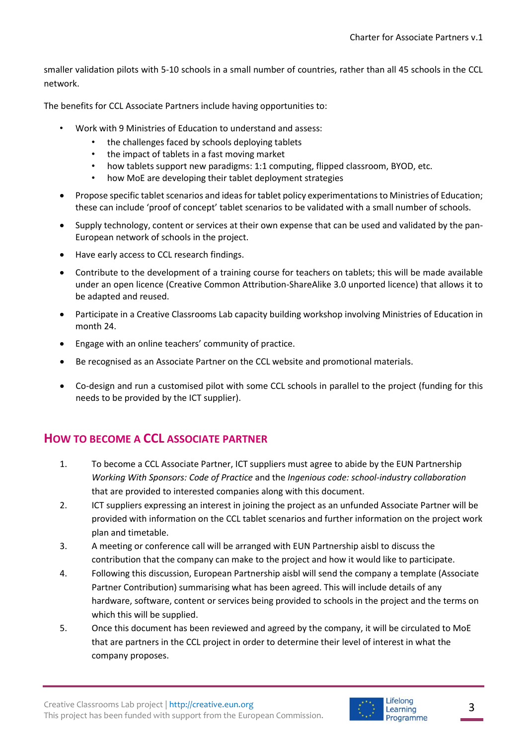smaller validation pilots with 5-10 schools in a small number of countries, rather than all 45 schools in the CCL network.

The benefits for CCL Associate Partners include having opportunities to:

- Work with 9 Ministries of Education to understand and assess:
    - the challenges faced by schools deploying tablets
    - the impact of tablets in a fast moving market
    - how tablets support new paradigms: 1:1 computing, flipped classroom, BYOD, etc.
    - how MoE are developing their tablet deployment strategies
- Propose specific tablet scenarios and ideas for tablet policy experimentations to Ministries of Education; these can include 'proof of concept' tablet scenarios to be validated with a small number of schools.
- Supply technology, content or services at their own expense that can be used and validated by the pan-European network of schools in the project.
- Have early access to CCL research findings.
- Contribute to the development of a training course for teachers on tablets; this will be made available under an open licence (Creative Common Attribution-ShareAlike 3.0 unported licence) that allows it to be adapted and reused.
- Participate in a Creative Classrooms Lab capacity building workshop involving Ministries of Education in month 24.
- Engage with an online teachers' community of practice.
- Be recognised as an Associate Partner on the CCL website and promotional materials.
- Co-design and run a customised pilot with some CCL schools in parallel to the project (funding for this needs to be provided by the ICT supplier).

## HOW TO BECOME A CCL ASSOCIATE PARTNER

1. To become a CCL Associate Partner, ICT suppliers must agree to abide by the EUN Partnership *Working With Sponsors: Code of Practice* and the *Ingenious code: school-industry collaboration* that are provided to interested companies along with this document.
2. ICT suppliers expressing an interest in joining the project as an unfunded Associate Partner will be provided with information on the CCL tablet scenarios and further information on the project work plan and timetable.
3. A meeting or conference call will be arranged with EUN Partnership aisbl to discuss the contribution that the company can make to the project and how it would like to participate.
4. Following this discussion, European Partnership aisbl will send the company a template (Associate Partner Contribution) summarising what has been agreed. This will include details of any hardware, software, content or services being provided to schools in the project and the terms on which this will be supplied.
5. Once this document has been reviewed and agreed by the company, it will be circulated to MoE that are partners in the CCL project in order to determine their level of interest in what the company proposes.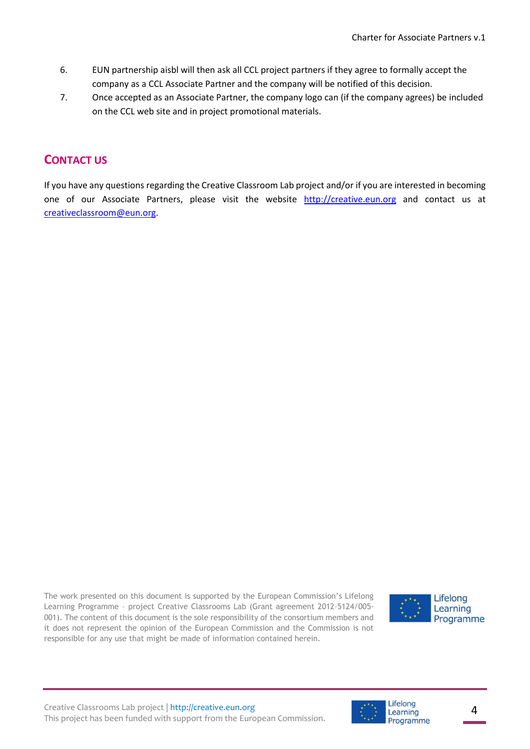6. EUN partnership aisbl will then ask all CCL project partners if they agree to formally accept the company as a CCL Associate Partner and the company will be notified of this decision.
7. Once accepted as an Associate Partner, the company logo can (if the company agrees) be included on the CCL web site and in project promotional materials.

## CONTACT US

If you have any questions regarding the Creative Classroom Lab project and/or if you are interested in becoming one of our Associate Partners, please visit the website http://creative.eun.org and contact us at creativeclassroom@eun.org.

The work presented on this document is supported by the European Commission's Lifelong Learning Programme – project Creative Classrooms Lab (Grant agreement 2012-5124/005-001). The content of this document is the sole responsibility of the consortium members and it does not represent the opinion of the European Commission and the Commission is not responsible for any use that might be made of information contained herein.

Lifelong Learning Programme